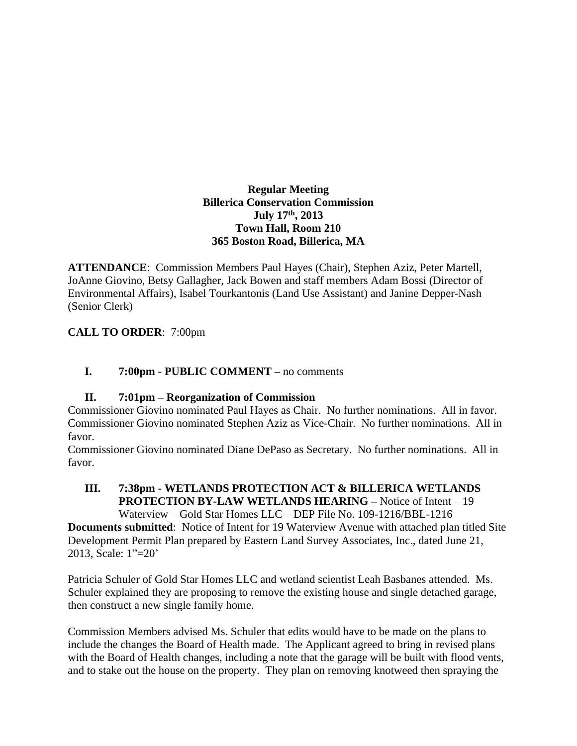**Regular Meeting**
**Billerica Conservation Commission**
**July 17th, 2013**
**Town Hall, Room 210**
**365 Boston Road, Billerica, MA**

**ATTENDANCE**: Commission Members Paul Hayes (Chair), Stephen Aziz, Peter Martell, JoAnne Giovino, Betsy Gallagher, Jack Bowen and staff members Adam Bossi (Director of Environmental Affairs), Isabel Tourkantonis (Land Use Assistant) and Janine Depper-Nash (Senior Clerk)

**CALL TO ORDER**: 7:00pm

**I. 7:00pm - PUBLIC COMMENT –** no comments

**II. 7:01pm – Reorganization of Commission**

Commissioner Giovino nominated Paul Hayes as Chair. No further nominations. All in favor.
Commissioner Giovino nominated Stephen Aziz as Vice-Chair. No further nominations. All in favor.
Commissioner Giovino nominated Diane DePaso as Secretary. No further nominations. All in favor.

**III. 7:38pm - WETLANDS PROTECTION ACT & BILLERICA WETLANDS PROTECTION BY-LAW WETLANDS HEARING –** Notice of Intent – 19 Waterview – Gold Star Homes LLC – DEP File No. 109-1216/BBL-1216

**Documents submitted**: Notice of Intent for 19 Waterview Avenue with attached plan titled Site Development Permit Plan prepared by Eastern Land Survey Associates, Inc., dated June 21, 2013, Scale: 1"=20'

Patricia Schuler of Gold Star Homes LLC and wetland scientist Leah Basbanes attended. Ms. Schuler explained they are proposing to remove the existing house and single detached garage, then construct a new single family home.

Commission Members advised Ms. Schuler that edits would have to be made on the plans to include the changes the Board of Health made. The Applicant agreed to bring in revised plans with the Board of Health changes, including a note that the garage will be built with flood vents, and to stake out the house on the property. They plan on removing knotweed then spraying the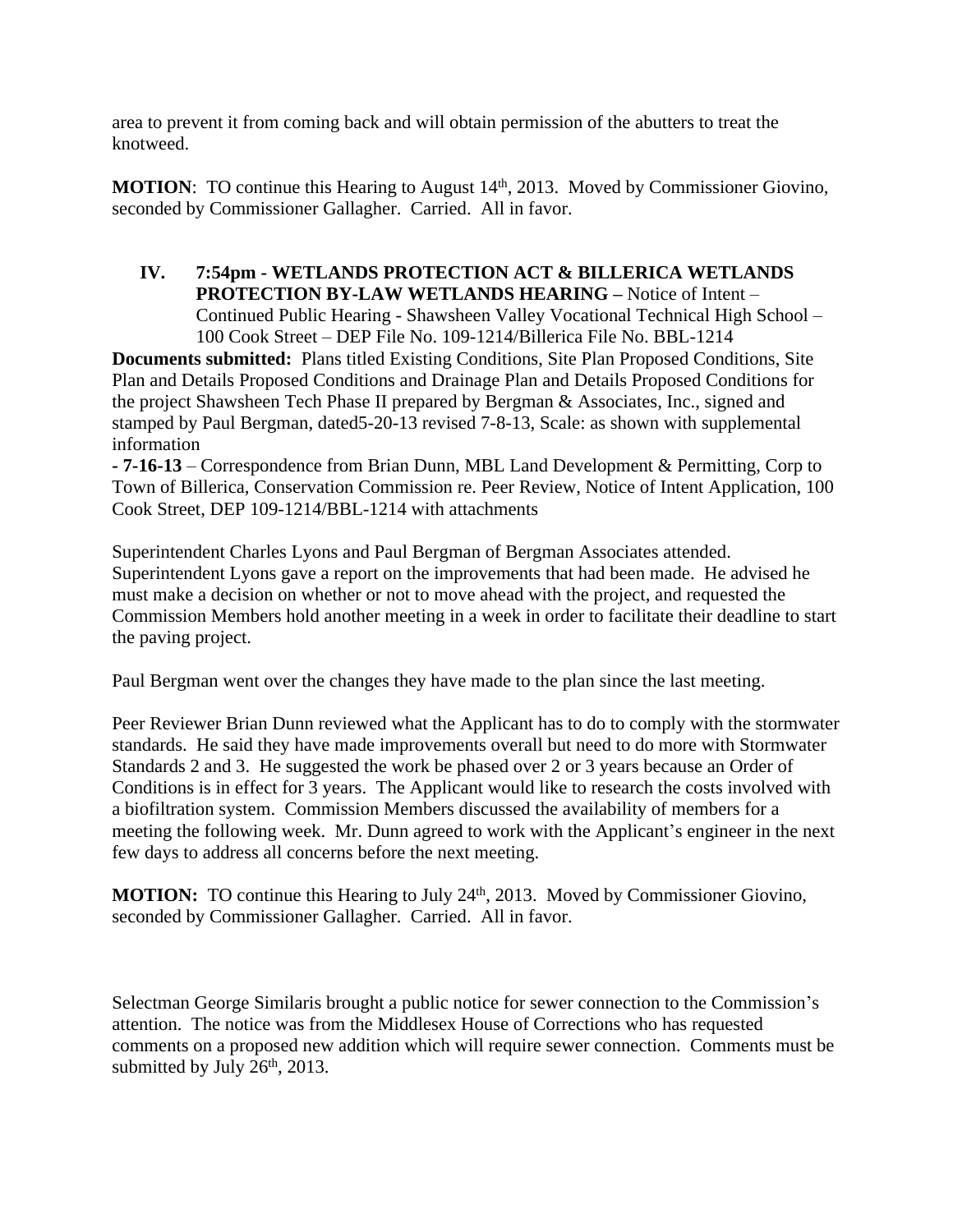area to prevent it from coming back and will obtain permission of the abutters to treat the knotweed.

**MOTION**: TO continue this Hearing to August 14th, 2013. Moved by Commissioner Giovino, seconded by Commissioner Gallagher. Carried. All in favor.

**IV. 7:54pm - WETLANDS PROTECTION ACT & BILLERICA WETLANDS PROTECTION BY-LAW WETLANDS HEARING –** Notice of Intent – Continued Public Hearing - Shawsheen Valley Vocational Technical High School – 100 Cook Street – DEP File No. 109-1214/Billerica File No. BBL-1214

**Documents submitted:** Plans titled Existing Conditions, Site Plan Proposed Conditions, Site Plan and Details Proposed Conditions and Drainage Plan and Details Proposed Conditions for the project Shawsheen Tech Phase II prepared by Bergman & Associates, Inc., signed and stamped by Paul Bergman, dated5-20-13 revised 7-8-13, Scale: as shown with supplemental information

**- 7-16-13** – Correspondence from Brian Dunn, MBL Land Development & Permitting, Corp to Town of Billerica, Conservation Commission re. Peer Review, Notice of Intent Application, 100 Cook Street, DEP 109-1214/BBL-1214 with attachments

Superintendent Charles Lyons and Paul Bergman of Bergman Associates attended. Superintendent Lyons gave a report on the improvements that had been made. He advised he must make a decision on whether or not to move ahead with the project, and requested the Commission Members hold another meeting in a week in order to facilitate their deadline to start the paving project.

Paul Bergman went over the changes they have made to the plan since the last meeting.

Peer Reviewer Brian Dunn reviewed what the Applicant has to do to comply with the stormwater standards. He said they have made improvements overall but need to do more with Stormwater Standards 2 and 3. He suggested the work be phased over 2 or 3 years because an Order of Conditions is in effect for 3 years. The Applicant would like to research the costs involved with a biofiltration system. Commission Members discussed the availability of members for a meeting the following week. Mr. Dunn agreed to work with the Applicant's engineer in the next few days to address all concerns before the next meeting.

**MOTION:** TO continue this Hearing to July 24th, 2013. Moved by Commissioner Giovino, seconded by Commissioner Gallagher. Carried. All in favor.

Selectman George Similaris brought a public notice for sewer connection to the Commission's attention. The notice was from the Middlesex House of Corrections who has requested comments on a proposed new addition which will require sewer connection. Comments must be submitted by July 26th, 2013.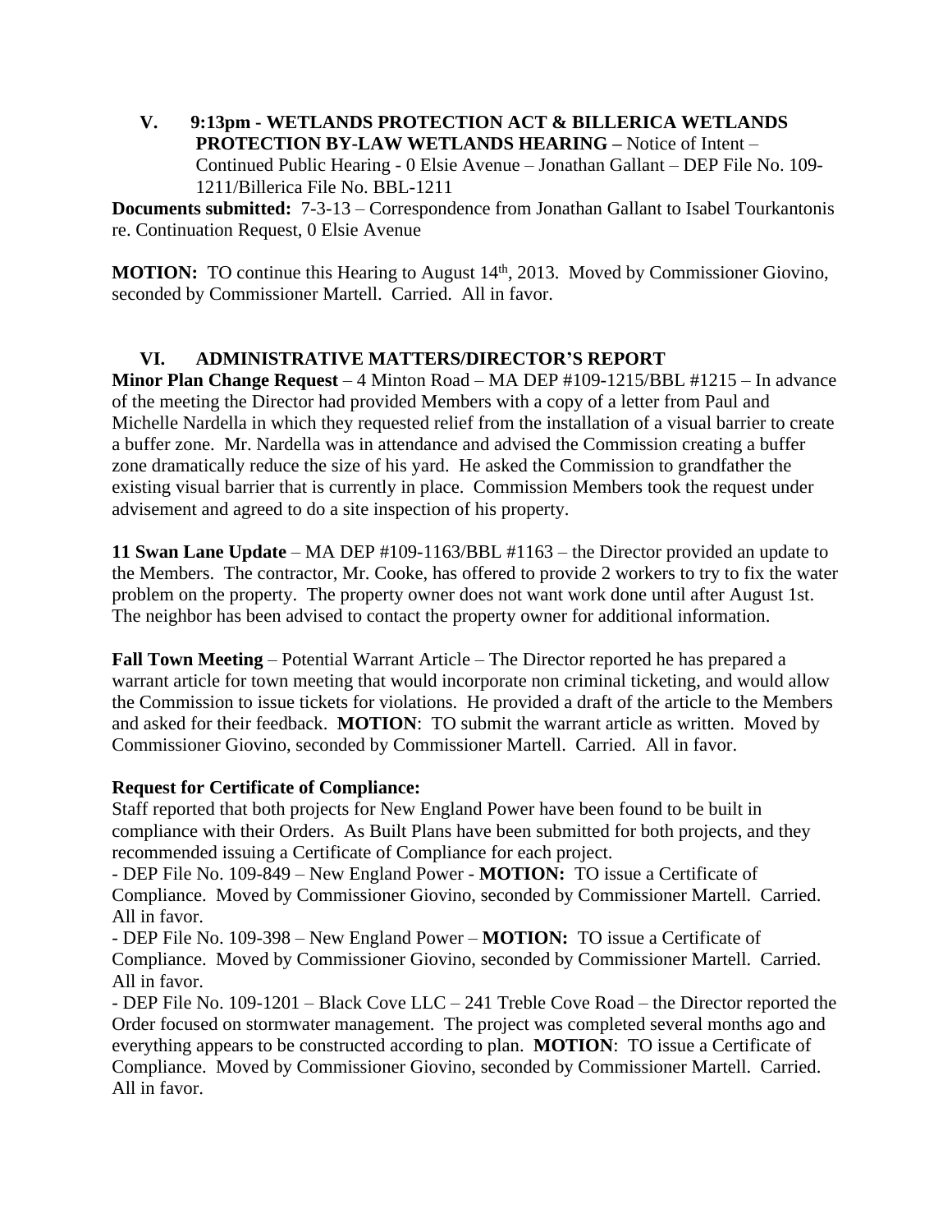## V. 9:13pm - WETLANDS PROTECTION ACT & BILLERICA WETLANDS PROTECTION BY-LAW WETLANDS HEARING – Notice of Intent – Continued Public Hearing - 0 Elsie Avenue – Jonathan Gallant – DEP File No. 109-1211/Billerica File No. BBL-1211

**Documents submitted:** 7-3-13 – Correspondence from Jonathan Gallant to Isabel Tourkantonis re. Continuation Request, 0 Elsie Avenue

**MOTION:** TO continue this Hearing to August 14th, 2013. Moved by Commissioner Giovino, seconded by Commissioner Martell. Carried. All in favor.

## VI. ADMINISTRATIVE MATTERS/DIRECTOR'S REPORT

**Minor Plan Change Request** – 4 Minton Road – MA DEP #109-1215/BBL #1215 – In advance of the meeting the Director had provided Members with a copy of a letter from Paul and Michelle Nardella in which they requested relief from the installation of a visual barrier to create a buffer zone. Mr. Nardella was in attendance and advised the Commission creating a buffer zone dramatically reduce the size of his yard. He asked the Commission to grandfather the existing visual barrier that is currently in place. Commission Members took the request under advisement and agreed to do a site inspection of his property.

**11 Swan Lane Update** – MA DEP #109-1163/BBL #1163 – the Director provided an update to the Members. The contractor, Mr. Cooke, has offered to provide 2 workers to try to fix the water problem on the property. The property owner does not want work done until after August 1st. The neighbor has been advised to contact the property owner for additional information.

**Fall Town Meeting** – Potential Warrant Article – The Director reported he has prepared a warrant article for town meeting that would incorporate non criminal ticketing, and would allow the Commission to issue tickets for violations. He provided a draft of the article to the Members and asked for their feedback. **MOTION**: TO submit the warrant article as written. Moved by Commissioner Giovino, seconded by Commissioner Martell. Carried. All in favor.

**Request for Certificate of Compliance:**

Staff reported that both projects for New England Power have been found to be built in compliance with their Orders. As Built Plans have been submitted for both projects, and they recommended issuing a Certificate of Compliance for each project.

- DEP File No. 109-849 – New England Power - **MOTION:** TO issue a Certificate of Compliance. Moved by Commissioner Giovino, seconded by Commissioner Martell. Carried. All in favor.
- DEP File No. 109-398 – New England Power – **MOTION:** TO issue a Certificate of Compliance. Moved by Commissioner Giovino, seconded by Commissioner Martell. Carried. All in favor.
- DEP File No. 109-1201 – Black Cove LLC – 241 Treble Cove Road – the Director reported the Order focused on stormwater management. The project was completed several months ago and everything appears to be constructed according to plan. **MOTION**: TO issue a Certificate of Compliance. Moved by Commissioner Giovino, seconded by Commissioner Martell. Carried. All in favor.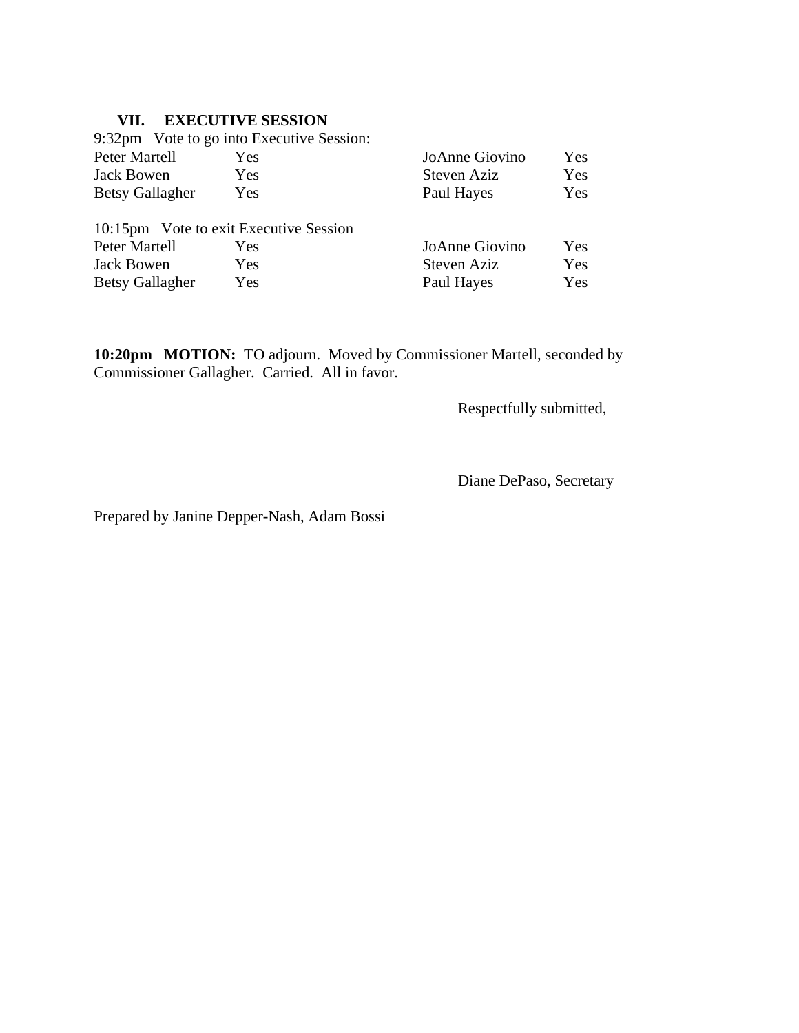## VII. EXECUTIVE SESSION

9:32pm Vote to go into Executive Session:

| | | | |
|---|---|---|---|
| Peter Martell | Yes | JoAnne Giovino | Yes |
| Jack Bowen | Yes | Steven Aziz | Yes |
| Betsy Gallagher | Yes | Paul Hayes | Yes |

10:15pm Vote to exit Executive Session

| | | | |
|---|---|---|---|
| Peter Martell | Yes | JoAnne Giovino | Yes |
| Jack Bowen | Yes | Steven Aziz | Yes |
| Betsy Gallagher | Yes | Paul Hayes | Yes |

**10:20pm MOTION:** TO adjourn. Moved by Commissioner Martell, seconded by Commissioner Gallagher. Carried. All in favor.

Respectfully submitted,

Diane DePaso, Secretary

Prepared by Janine Depper-Nash, Adam Bossi